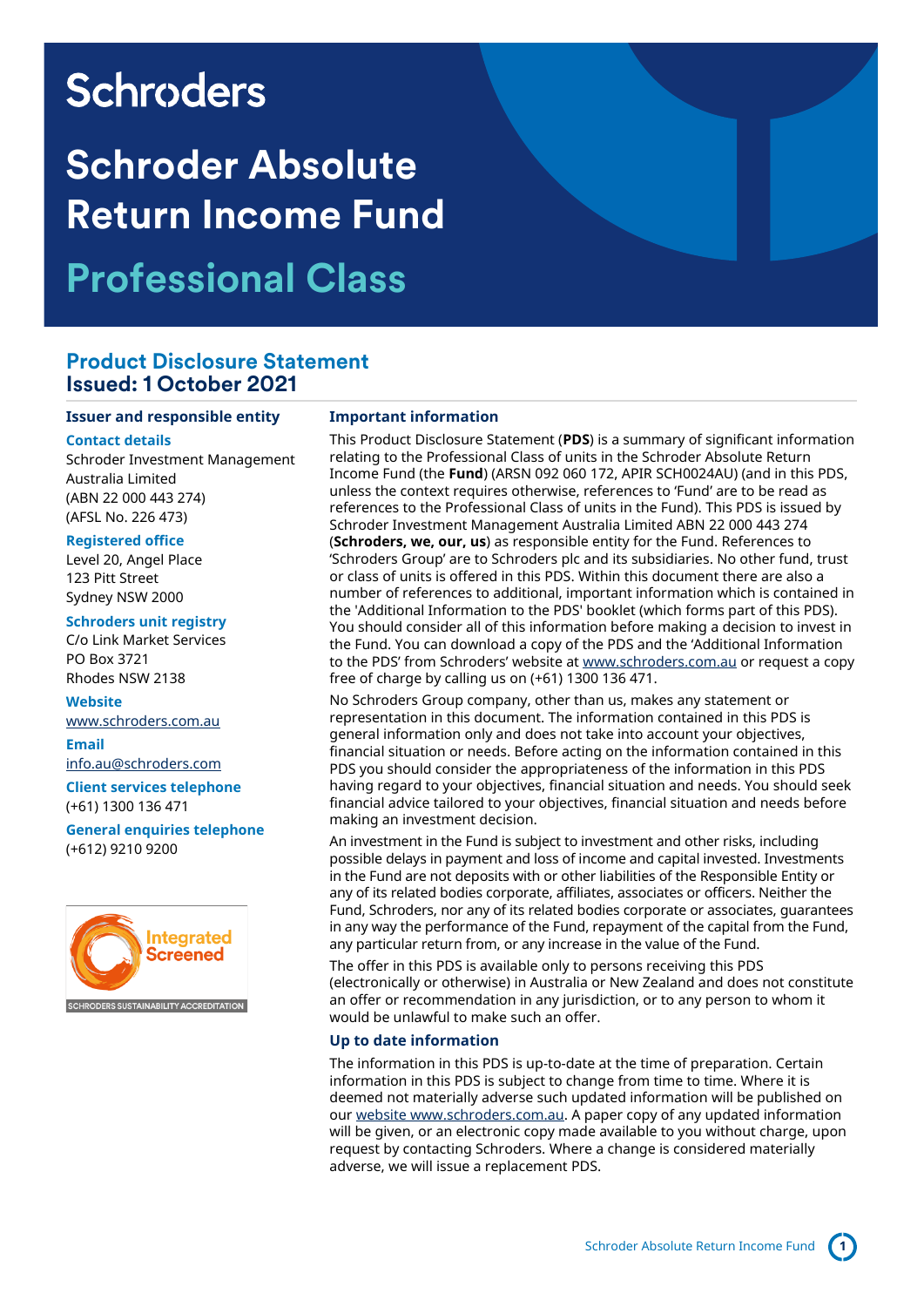Schroders

# Schroder Absolute Return Income Fund

# Professional Class

## Product Disclosure Statement
## Issued: 1 October 2021

### Issuer and responsible entity

**Contact details**

Schroder Investment Management Australia Limited
(ABN 22 000 443 274)
(AFSL No. 226 473)

**Registered office**

Level 20, Angel Place
123 Pitt Street
Sydney NSW 2000

**Schroders unit registry**

C/o Link Market Services
PO Box 3721
Rhodes NSW 2138

**Website**

www.schroders.com.au

**Email**

info.au@schroders.com

**Client services telephone**

(+61) 1300 136 471

**General enquiries telephone**

(+612) 9210 9200

Integrated Screened
SCHRODERS SUSTAINABILITY ACCREDITATION

### Important information

This Product Disclosure Statement (**PDS**) is a summary of significant information relating to the Professional Class of units in the Schroder Absolute Return Income Fund (the **Fund**) (ARSN 092 060 172, APIR SCH0024AU) (and in this PDS, unless the context requires otherwise, references to 'Fund' are to be read as references to the Professional Class of units in the Fund). This PDS is issued by Schroder Investment Management Australia Limited ABN 22 000 443 274 (**Schroders, we, our, us**) as responsible entity for the Fund. References to 'Schroders Group' are to Schroders plc and its subsidiaries. No other fund, trust or class of units is offered in this PDS. Within this document there are also a number of references to additional, important information which is contained in the 'Additional Information to the PDS' booklet (which forms part of this PDS). You should consider all of this information before making a decision to invest in the Fund. You can download a copy of the PDS and the 'Additional Information to the PDS' from Schroders' website at www.schroders.com.au or request a copy free of charge by calling us on (+61) 1300 136 471.

No Schroders Group company, other than us, makes any statement or representation in this document. The information contained in this PDS is general information only and does not take into account your objectives, financial situation or needs. Before acting on the information contained in this PDS you should consider the appropriateness of the information in this PDS having regard to your objectives, financial situation and needs. You should seek financial advice tailored to your objectives, financial situation and needs before making an investment decision.

An investment in the Fund is subject to investment and other risks, including possible delays in payment and loss of income and capital invested. Investments in the Fund are not deposits with or other liabilities of the Responsible Entity or any of its related bodies corporate, affiliates, associates or officers. Neither the Fund, Schroders, nor any of its related bodies corporate or associates, guarantees in any way the performance of the Fund, repayment of the capital from the Fund, any particular return from, or any increase in the value of the Fund.

The offer in this PDS is available only to persons receiving this PDS (electronically or otherwise) in Australia or New Zealand and does not constitute an offer or recommendation in any jurisdiction, or to any person to whom it would be unlawful to make such an offer.

### Up to date information

The information in this PDS is up-to-date at the time of preparation. Certain information in this PDS is subject to change from time to time. Where it is deemed not materially adverse such updated information will be published on our website www.schroders.com.au. A paper copy of any updated information will be given, or an electronic copy made available to you without charge, upon request by contacting Schroders. Where a change is considered materially adverse, we will issue a replacement PDS.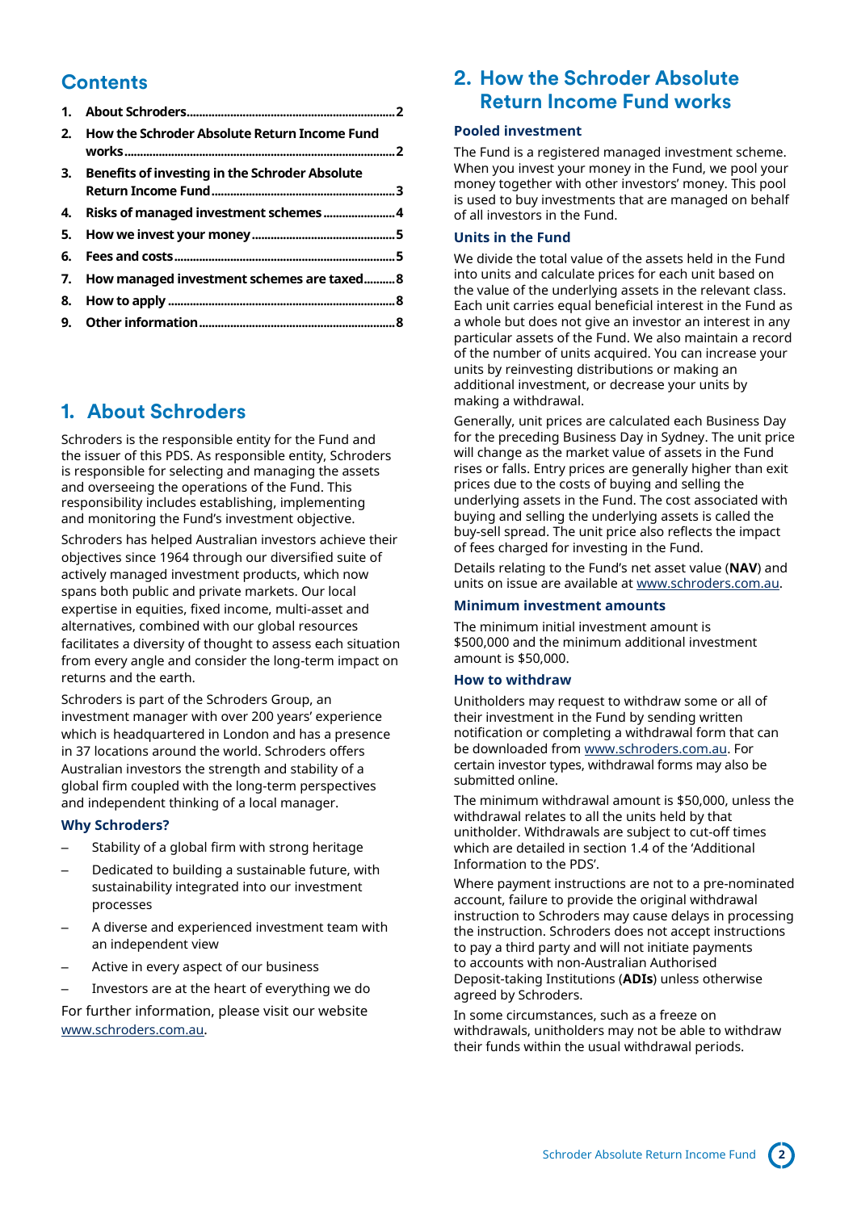## Contents

1. **About Schroders** ..... 2
2. **How the Schroder Absolute Return Income Fund works** ..... 2
3. **Benefits of investing in the Schroder Absolute Return Income Fund** ..... 3
4. **Risks of managed investment schemes** ..... 4
5. **How we invest your money** ..... 5
6. **Fees and costs** ..... 5
7. **How managed investment schemes are taxed** ..... 8
8. **How to apply** ..... 8
9. **Other information** ..... 8

## 1. About Schroders

Schroders is the responsible entity for the Fund and the issuer of this PDS. As responsible entity, Schroders is responsible for selecting and managing the assets and overseeing the operations of the Fund. This responsibility includes establishing, implementing and monitoring the Fund's investment objective.

Schroders has helped Australian investors achieve their objectives since 1964 through our diversified suite of actively managed investment products, which now spans both public and private markets. Our local expertise in equities, fixed income, multi-asset and alternatives, combined with our global resources facilitates a diversity of thought to assess each situation from every angle and consider the long-term impact on returns and the earth.

Schroders is part of the Schroders Group, an investment manager with over 200 years' experience which is headquartered in London and has a presence in 37 locations around the world. Schroders offers Australian investors the strength and stability of a global firm coupled with the long-term perspectives and independent thinking of a local manager.

### Why Schroders?

- Stability of a global firm with strong heritage
- Dedicated to building a sustainable future, with sustainability integrated into our investment processes
- A diverse and experienced investment team with an independent view
- Active in every aspect of our business
- Investors are at the heart of everything we do

For further information, please visit our website www.schroders.com.au.

## 2. How the Schroder Absolute Return Income Fund works

### Pooled investment

The Fund is a registered managed investment scheme. When you invest your money in the Fund, we pool your money together with other investors' money. This pool is used to buy investments that are managed on behalf of all investors in the Fund.

### Units in the Fund

We divide the total value of the assets held in the Fund into units and calculate prices for each unit based on the value of the underlying assets in the relevant class. Each unit carries equal beneficial interest in the Fund as a whole but does not give an investor an interest in any particular assets of the Fund. We also maintain a record of the number of units acquired. You can increase your units by reinvesting distributions or making an additional investment, or decrease your units by making a withdrawal.

Generally, unit prices are calculated each Business Day for the preceding Business Day in Sydney. The unit price will change as the market value of assets in the Fund rises or falls. Entry prices are generally higher than exit prices due to the costs of buying and selling the underlying assets in the Fund. The cost associated with buying and selling the underlying assets is called the buy-sell spread. The unit price also reflects the impact of fees charged for investing in the Fund.

Details relating to the Fund's net asset value (**NAV**) and units on issue are available at www.schroders.com.au.

### Minimum investment amounts

The minimum initial investment amount is $500,000 and the minimum additional investment amount is $50,000.

### How to withdraw

Unitholders may request to withdraw some or all of their investment in the Fund by sending written notification or completing a withdrawal form that can be downloaded from www.schroders.com.au. For certain investor types, withdrawal forms may also be submitted online.

The minimum withdrawal amount is $50,000, unless the withdrawal relates to all the units held by that unitholder. Withdrawals are subject to cut-off times which are detailed in section 1.4 of the 'Additional Information to the PDS'.

Where payment instructions are not to a pre-nominated account, failure to provide the original withdrawal instruction to Schroders may cause delays in processing the instruction. Schroders does not accept instructions to pay a third party and will not initiate payments to accounts with non-Australian Authorised Deposit-taking Institutions (**ADIs**) unless otherwise agreed by Schroders.

In some circumstances, such as a freeze on withdrawals, unitholders may not be able to withdraw their funds within the usual withdrawal periods.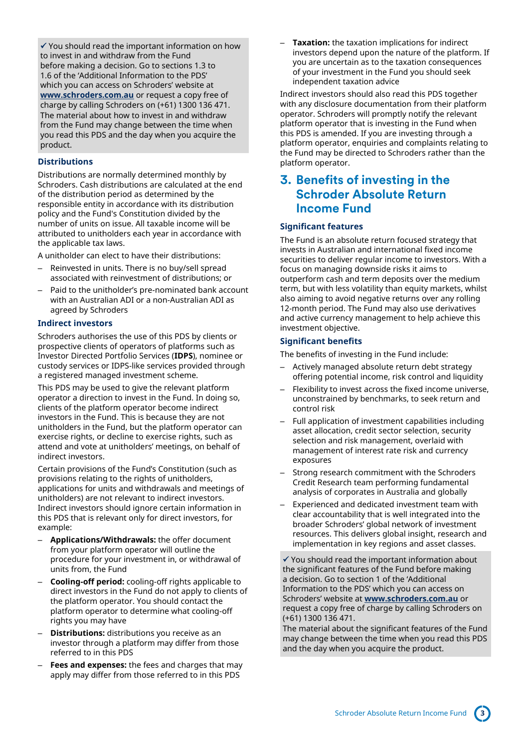✓ You should read the important information on how to invest in and withdraw from the Fund before making a decision. Go to sections 1.3 to 1.6 of the 'Additional Information to the PDS' which you can access on Schroders' website at **www.schroders.com.au** or request a copy free of charge by calling Schroders on (+61) 1300 136 471. The material about how to invest in and withdraw from the Fund may change between the time when you read this PDS and the day when you acquire the product.

### Distributions

Distributions are normally determined monthly by Schroders. Cash distributions are calculated at the end of the distribution period as determined by the responsible entity in accordance with its distribution policy and the Fund's Constitution divided by the number of units on issue. All taxable income will be attributed to unitholders each year in accordance with the applicable tax laws.

A unitholder can elect to have their distributions:

- Reinvested in units. There is no buy/sell spread associated with reinvestment of distributions; or
- Paid to the unitholder's pre-nominated bank account with an Australian ADI or a non-Australian ADI as agreed by Schroders

### Indirect investors

Schroders authorises the use of this PDS by clients or prospective clients of operators of platforms such as Investor Directed Portfolio Services (**IDPS**), nominee or custody services or IDPS-like services provided through a registered managed investment scheme.

This PDS may be used to give the relevant platform operator a direction to invest in the Fund. In doing so, clients of the platform operator become indirect investors in the Fund. This is because they are not unitholders in the Fund, but the platform operator can exercise rights, or decline to exercise rights, such as attend and vote at unitholders' meetings, on behalf of indirect investors.

Certain provisions of the Fund's Constitution (such as provisions relating to the rights of unitholders, applications for units and withdrawals and meetings of unitholders) are not relevant to indirect investors. Indirect investors should ignore certain information in this PDS that is relevant only for direct investors, for example:

- **Applications/Withdrawals:** the offer document from your platform operator will outline the procedure for your investment in, or withdrawal of units from, the Fund
- **Cooling-off period:** cooling-off rights applicable to direct investors in the Fund do not apply to clients of the platform operator. You should contact the platform operator to determine what cooling-off rights you may have
- **Distributions:** distributions you receive as an investor through a platform may differ from those referred to in this PDS
- **Fees and expenses:** the fees and charges that may apply may differ from those referred to in this PDS
- **Taxation:** the taxation implications for indirect investors depend upon the nature of the platform. If you are uncertain as to the taxation consequences of your investment in the Fund you should seek independent taxation advice

Indirect investors should also read this PDS together with any disclosure documentation from their platform operator. Schroders will promptly notify the relevant platform operator that is investing in the Fund when this PDS is amended. If you are investing through a platform operator, enquiries and complaints relating to the Fund may be directed to Schroders rather than the platform operator.

## 3. Benefits of investing in the Schroder Absolute Return Income Fund

### Significant features

The Fund is an absolute return focused strategy that invests in Australian and international fixed income securities to deliver regular income to investors. With a focus on managing downside risks it aims to outperform cash and term deposits over the medium term, but with less volatility than equity markets, whilst also aiming to avoid negative returns over any rolling 12-month period. The Fund may also use derivatives and active currency management to help achieve this investment objective.

### Significant benefits

The benefits of investing in the Fund include:

- Actively managed absolute return debt strategy offering potential income, risk control and liquidity
- Flexibility to invest across the fixed income universe, unconstrained by benchmarks, to seek return and control risk
- Full application of investment capabilities including asset allocation, credit sector selection, security selection and risk management, overlaid with management of interest rate risk and currency exposures
- Strong research commitment with the Schroders Credit Research team performing fundamental analysis of corporates in Australia and globally
- Experienced and dedicated investment team with clear accountability that is well integrated into the broader Schroders' global network of investment resources. This delivers global insight, research and implementation in key regions and asset classes.

✓ You should read the important information about the significant features of the Fund before making a decision. Go to section 1 of the 'Additional Information to the PDS' which you can access on Schroders' website at **www.schroders.com.au** or request a copy free of charge by calling Schroders on (+61) 1300 136 471.
The material about the significant features of the Fund may change between the time when you read this PDS and the day when you acquire the product.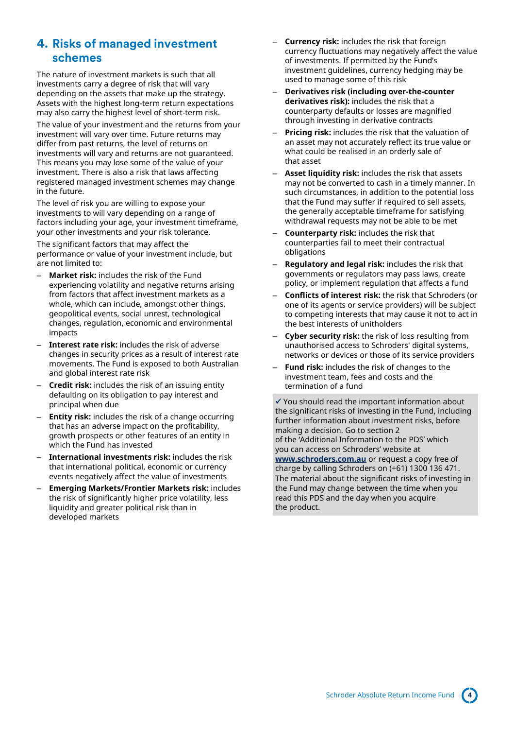## 4. Risks of managed investment schemes

The nature of investment markets is such that all investments carry a degree of risk that will vary depending on the assets that make up the strategy. Assets with the highest long-term return expectations may also carry the highest level of short-term risk.

The value of your investment and the returns from your investment will vary over time. Future returns may differ from past returns, the level of returns on investments will vary and returns are not guaranteed. This means you may lose some of the value of your investment. There is also a risk that laws affecting registered managed investment schemes may change in the future.

The level of risk you are willing to expose your investments to will vary depending on a range of factors including your age, your investment timeframe, your other investments and your risk tolerance.

The significant factors that may affect the performance or value of your investment include, but are not limited to:

- **Market risk:** includes the risk of the Fund experiencing volatility and negative returns arising from factors that affect investment markets as a whole, which can include, amongst other things, geopolitical events, social unrest, technological changes, regulation, economic and environmental impacts
- **Interest rate risk:** includes the risk of adverse changes in security prices as a result of interest rate movements. The Fund is exposed to both Australian and global interest rate risk
- **Credit risk:** includes the risk of an issuing entity defaulting on its obligation to pay interest and principal when due
- **Entity risk:** includes the risk of a change occurring that has an adverse impact on the profitability, growth prospects or other features of an entity in which the Fund has invested
- **International investments risk:** includes the risk that international political, economic or currency events negatively affect the value of investments
- **Emerging Markets/Frontier Markets risk:** includes the risk of significantly higher price volatility, less liquidity and greater political risk than in developed markets
- **Currency risk:** includes the risk that foreign currency fluctuations may negatively affect the value of investments. If permitted by the Fund's investment guidelines, currency hedging may be used to manage some of this risk
- **Derivatives risk (including over-the-counter derivatives risk):** includes the risk that a counterparty defaults or losses are magnified through investing in derivative contracts
- **Pricing risk:** includes the risk that the valuation of an asset may not accurately reflect its true value or what could be realised in an orderly sale of that asset
- **Asset liquidity risk:** includes the risk that assets may not be converted to cash in a timely manner. In such circumstances, in addition to the potential loss that the Fund may suffer if required to sell assets, the generally acceptable timeframe for satisfying withdrawal requests may not be able to be met
- **Counterparty risk:** includes the risk that counterparties fail to meet their contractual obligations
- **Regulatory and legal risk:** includes the risk that governments or regulators may pass laws, create policy, or implement regulation that affects a fund
- **Conflicts of interest risk:** the risk that Schroders (or one of its agents or service providers) will be subject to competing interests that may cause it not to act in the best interests of unitholders
- **Cyber security risk:** the risk of loss resulting from unauthorised access to Schroders' digital systems, networks or devices or those of its service providers
- **Fund risk:** includes the risk of changes to the investment team, fees and costs and the termination of a fund

✓ You should read the important information about the significant risks of investing in the Fund, including further information about investment risks, before making a decision. Go to section 2 of the 'Additional Information to the PDS' which you can access on Schroders' website at **www.schroders.com.au** or request a copy free of charge by calling Schroders on (+61) 1300 136 471. The material about the significant risks of investing in the Fund may change between the time when you read this PDS and the day when you acquire the product.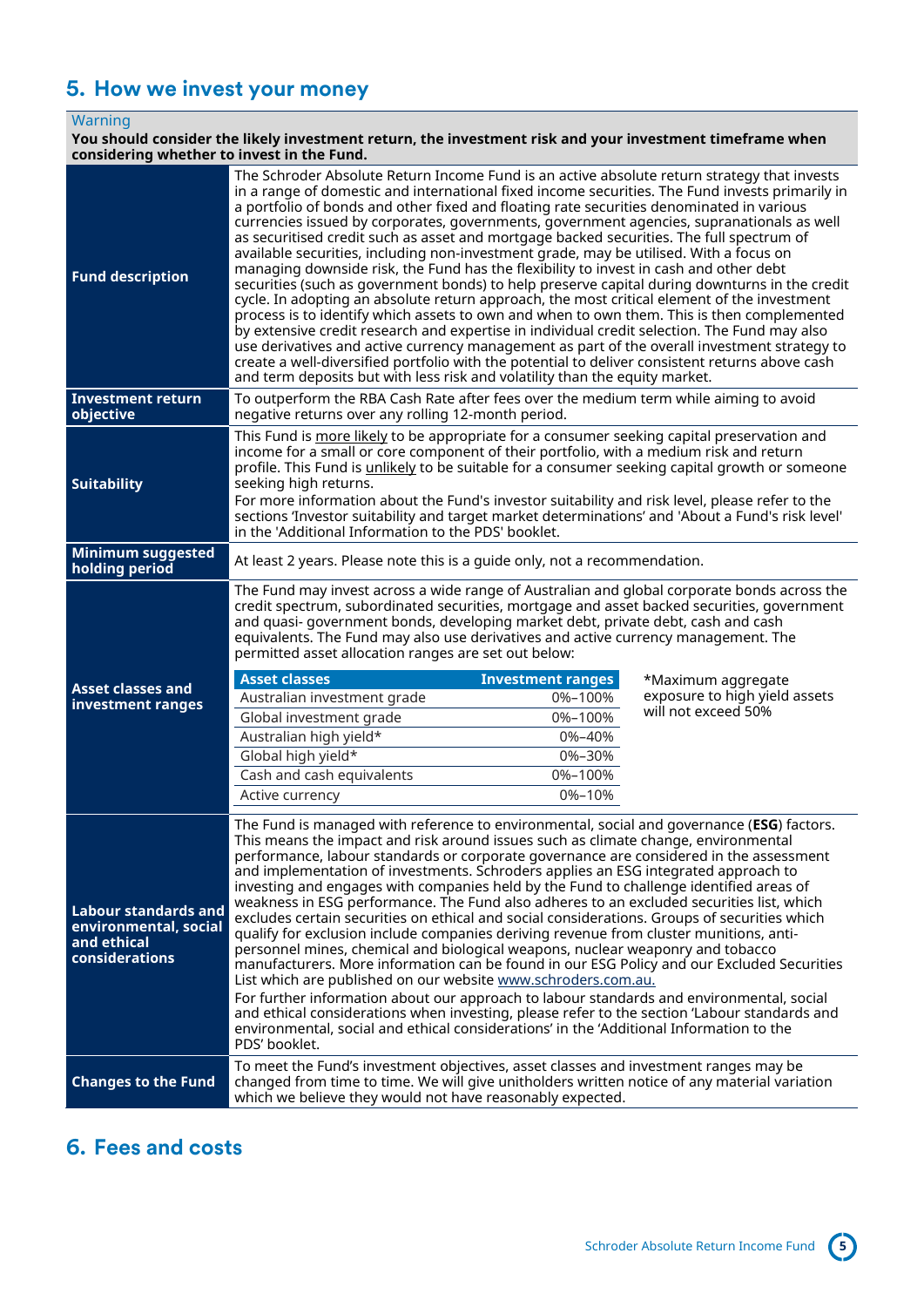## 5. How we invest your money

**Warning**

**You should consider the likely investment return, the investment risk and your investment timeframe when considering whether to invest in the Fund.**

**Fund description**

The Schroder Absolute Return Income Fund is an active absolute return strategy that invests in a range of domestic and international fixed income securities. The Fund invests primarily in a portfolio of bonds and other fixed and floating rate securities denominated in various currencies issued by corporates, governments, government agencies, supranationals as well as securitised credit such as asset and mortgage backed securities. The full spectrum of available securities, including non-investment grade, may be utilised. With a focus on managing downside risk, the Fund has the flexibility to invest in cash and other debt securities (such as government bonds) to help preserve capital during downturns in the credit cycle. In adopting an absolute return approach, the most critical element of the investment process is to identify which assets to own and when to own them. This is then complemented by extensive credit research and expertise in individual credit selection. The Fund may also use derivatives and active currency management as part of the overall investment strategy to create a well-diversified portfolio with the potential to deliver consistent returns above cash and term deposits but with less risk and volatility than the equity market.

**Investment return objective**

To outperform the RBA Cash Rate after fees over the medium term while aiming to avoid negative returns over any rolling 12-month period.

**Suitability**

This Fund is more likely to be appropriate for a consumer seeking capital preservation and income for a small or core component of their portfolio, with a medium risk and return profile. This Fund is unlikely to be suitable for a consumer seeking capital growth or someone seeking high returns.

For more information about the Fund's investor suitability and risk level, please refer to the sections 'Investor suitability and target market determinations' and 'About a Fund's risk level' in the 'Additional Information to the PDS' booklet.

**Minimum suggested holding period**

At least 2 years. Please note this is a guide only, not a recommendation.

**Asset classes and investment ranges**

The Fund may invest across a wide range of Australian and global corporate bonds across the credit spectrum, subordinated securities, mortgage and asset backed securities, government and quasi- government bonds, developing market debt, private debt, cash and cash equivalents. The Fund may also use derivatives and active currency management. The permitted asset allocation ranges are set out below:

| Asset classes | Investment ranges |
|---|---|
| Australian investment grade | 0%–100% |
| Global investment grade | 0%–100% |
| Australian high yield* | 0%–40% |
| Global high yield* | 0%–30% |
| Cash and cash equivalents | 0%–100% |
| Active currency | 0%–10% |

*Maximum aggregate exposure to high yield assets will not exceed 50%

**Labour standards and environmental, social and ethical considerations**

The Fund is managed with reference to environmental, social and governance (**ESG**) factors. This means the impact and risk around issues such as climate change, environmental performance, labour standards or corporate governance are considered in the assessment and implementation of investments. Schroders applies an ESG integrated approach to investing and engages with companies held by the Fund to challenge identified areas of weakness in ESG performance. The Fund also adheres to an excluded securities list, which excludes certain securities on ethical and social considerations. Groups of securities which qualify for exclusion include companies deriving revenue from cluster munitions, anti-personnel mines, chemical and biological weapons, nuclear weaponry and tobacco manufacturers. More information can be found in our ESG Policy and our Excluded Securities List which are published on our website www.schroders.com.au.

For further information about our approach to labour standards and environmental, social and ethical considerations when investing, please refer to the section 'Labour standards and environmental, social and ethical considerations' in the 'Additional Information to the PDS' booklet.

**Changes to the Fund**

To meet the Fund's investment objectives, asset classes and investment ranges may be changed from time to time. We will give unitholders written notice of any material variation which we believe they would not have reasonably expected.

## 6. Fees and costs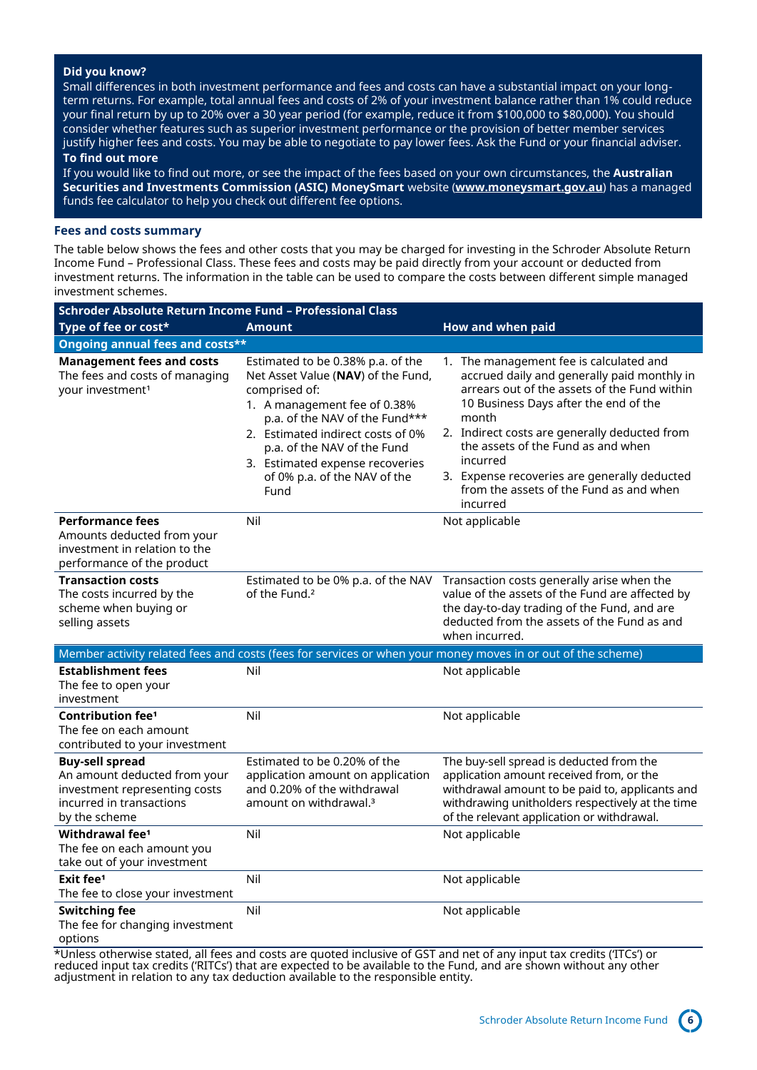**Did you know?**

Small differences in both investment performance and fees and costs can have a substantial impact on your long-term returns. For example, total annual fees and costs of 2% of your investment balance rather than 1% could reduce your final return by up to 20% over a 30 year period (for example, reduce it from $100,000 to $80,000). You should consider whether features such as superior investment performance or the provision of better member services justify higher fees and costs. You may be able to negotiate to pay lower fees. Ask the Fund or your financial adviser.

**To find out more**

If you would like to find out more, or see the impact of the fees based on your own circumstances, the **Australian Securities and Investments Commission (ASIC) MoneySmart** website (**www.moneysmart.gov.au**) has a managed funds fee calculator to help you check out different fee options.

### Fees and costs summary

The table below shows the fees and other costs that you may be charged for investing in the Schroder Absolute Return Income Fund – Professional Class. These fees and costs may be paid directly from your account or deducted from investment returns. The information in the table can be used to compare the costs between different simple managed investment schemes.

| **Schroder Absolute Return Income Fund – Professional Class** | | |
|---|---|---|
| **Type of fee or cost*** | **Amount** | **How and when paid** |
| **Ongoing annual fees and costs**** | | |
| **Management fees and costs** The fees and costs of managing your investment[1] | Estimated to be 0.38% p.a. of the Net Asset Value (**NAV**) of the Fund, comprised of: 1. A management fee of 0.38% p.a. of the NAV of the Fund*** 2. Estimated indirect costs of 0% p.a. of the NAV of the Fund 3. Estimated expense recoveries of 0% p.a. of the NAV of the Fund | 1. The management fee is calculated and accrued daily and generally paid monthly in arrears out of the assets of the Fund within 10 Business Days after the end of the month 2. Indirect costs are generally deducted from the assets of the Fund as and when incurred 3. Expense recoveries are generally deducted from the assets of the Fund as and when incurred |
| **Performance fees** Amounts deducted from your investment in relation to the performance of the product | Nil | Not applicable |
| **Transaction costs** The costs incurred by the scheme when buying or selling assets | Estimated to be 0% p.a. of the NAV of the Fund.[2] | Transaction costs generally arise when the value of the assets of the Fund are affected by the day-to-day trading of the Fund, and are deducted from the assets of the Fund as and when incurred. |
| Member activity related fees and costs (fees for services or when your money moves in or out of the scheme) | | |
| **Establishment fees** The fee to open your investment | Nil | Not applicable |
| **Contribution fee[1]** The fee on each amount contributed to your investment | Nil | Not applicable |
| **Buy-sell spread** An amount deducted from your investment representing costs incurred in transactions by the scheme | Estimated to be 0.20% of the application amount on application and 0.20% of the withdrawal amount on withdrawal.[3] | The buy-sell spread is deducted from the application amount received from, or the withdrawal amount to be paid to, applicants and withdrawing unitholders respectively at the time of the relevant application or withdrawal. |
| **Withdrawal fee[1]** The fee on each amount you take out of your investment | Nil | Not applicable |
| **Exit fee[1]** The fee to close your investment | Nil | Not applicable |
| **Switching fee** The fee for changing investment options | Nil | Not applicable |

*Unless otherwise stated, all fees and costs are quoted inclusive of GST and net of any input tax credits ('ITCs') or reduced input tax credits ('RITCs') that are expected to be available to the Fund, and are shown without any other adjustment in relation to any tax deduction available to the responsible entity.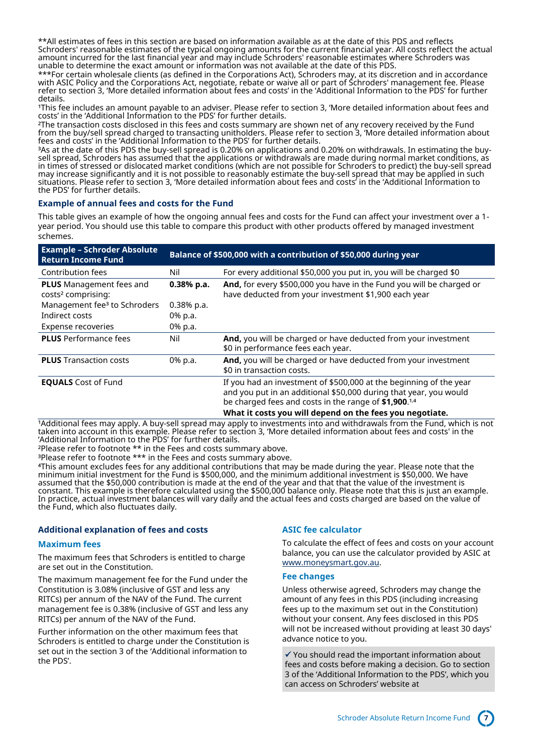**All estimates of fees in this section are based on information available as at the date of this PDS and reflects Schroders' reasonable estimates of the typical ongoing amounts for the current financial year. All costs reflect the actual amount incurred for the last financial year and may include Schroders' reasonable estimates where Schroders was unable to determine the exact amount or information was not available at the date of this PDS.

***For certain wholesale clients (as defined in the Corporations Act), Schroders may, at its discretion and in accordance with ASIC Policy and the Corporations Act, negotiate, rebate or waive all or part of Schroders' management fee. Please refer to section 3, 'More detailed information about fees and costs' in the 'Additional Information to the PDS' for further details.

[1]This fee includes an amount payable to an adviser. Please refer to section 3, 'More detailed information about fees and costs' in the 'Additional Information to the PDS' for further details.

[2]The transaction costs disclosed in this fees and costs summary are shown net of any recovery received by the Fund from the buy/sell spread charged to transacting unitholders. Please refer to section 3, 'More detailed information about fees and costs' in the 'Additional Information to the PDS' for further details.

[3]As at the date of this PDS the buy-sell spread is 0.20% on applications and 0.20% on withdrawals. In estimating the buy-sell spread, Schroders has assumed that the applications or withdrawals are made during normal market conditions, as in times of stressed or dislocated market conditions (which are not possible for Schroders to predict) the buy-sell spread may increase significantly and it is not possible to reasonably estimate the buy-sell spread that may be applied in such situations. Please refer to section 3, 'More detailed information about fees and costs' in the 'Additional Information to the PDS' for further details.

### Example of annual fees and costs for the Fund

This table gives an example of how the ongoing annual fees and costs for the Fund can affect your investment over a 1-year period. You should use this table to compare this product with other products offered by managed investment schemes.

| **Example – Schroder Absolute Return Income Fund** | **Balance of $500,000 with a contribution of $50,000 during year** | |
|---|---|---|
| Contribution fees | Nil | For every additional $50,000 you put in, you will be charged $0 |
| **PLUS** Management fees and costs[2] comprising: | **0.38% p.a.** | **And,** for every $500,000 you have in the Fund you will be charged or have deducted from your investment $1,900 each year |
| Management fee[3] to Schroders | 0.38% p.a. | |
| Indirect costs | 0% p.a. | |
| Expense recoveries | 0% p.a. | |
| **PLUS** Performance fees | Nil | **And,** you will be charged or have deducted from your investment $0 in performance fees each year. |
| **PLUS** Transaction costs | 0% p.a. | **And,** you will be charged or have deducted from your investment $0 in transaction costs. |
| **EQUALS** Cost of Fund | | If you had an investment of $500,000 at the beginning of the year and you put in an additional $50,000 during that year, you would be charged fees and costs in the range of **$1,900**.[1,4] **What it costs you will depend on the fees you negotiate.** |

[1]Additional fees may apply. A buy-sell spread may apply to investments into and withdrawals from the Fund, which is not taken into account in this example. Please refer to section 3, 'More detailed information about fees and costs' in the 'Additional Information to the PDS' for further details.

[2]Please refer to footnote ** in the Fees and costs summary above.

[3]Please refer to footnote *** in the Fees and costs summary above.

[4]This amount excludes fees for any additional contributions that may be made during the year. Please note that the minimum initial investment for the Fund is $500,000, and the minimum additional investment is $50,000. We have assumed that the $50,000 contribution is made at the end of the year and that that the value of the investment is constant. This example is therefore calculated using the $500,000 balance only. Please note that this is just an example. In practice, actual investment balances will vary daily and the actual fees and costs charged are based on the value of the Fund, which also fluctuates daily.

### Additional explanation of fees and costs

#### Maximum fees

The maximum fees that Schroders is entitled to charge are set out in the Constitution.

The maximum management fee for the Fund under the Constitution is 3.08% (inclusive of GST and less any RITCs) per annum of the NAV of the Fund. The current management fee is 0.38% (inclusive of GST and less any RITCs) per annum of the NAV of the Fund.

Further information on the other maximum fees that Schroders is entitled to charge under the Constitution is set out in the section 3 of the 'Additional information to the PDS'.

#### ASIC fee calculator

To calculate the effect of fees and costs on your account balance, you can use the calculator provided by ASIC at www.moneysmart.gov.au.

#### Fee changes

Unless otherwise agreed, Schroders may change the amount of any fees in this PDS (including increasing fees up to the maximum set out in the Constitution) without your consent. Any fees disclosed in this PDS will not be increased without providing at least 30 days' advance notice to you.

✓ You should read the important information about fees and costs before making a decision. Go to section 3 of the 'Additional Information to the PDS', which you can access on Schroders' website at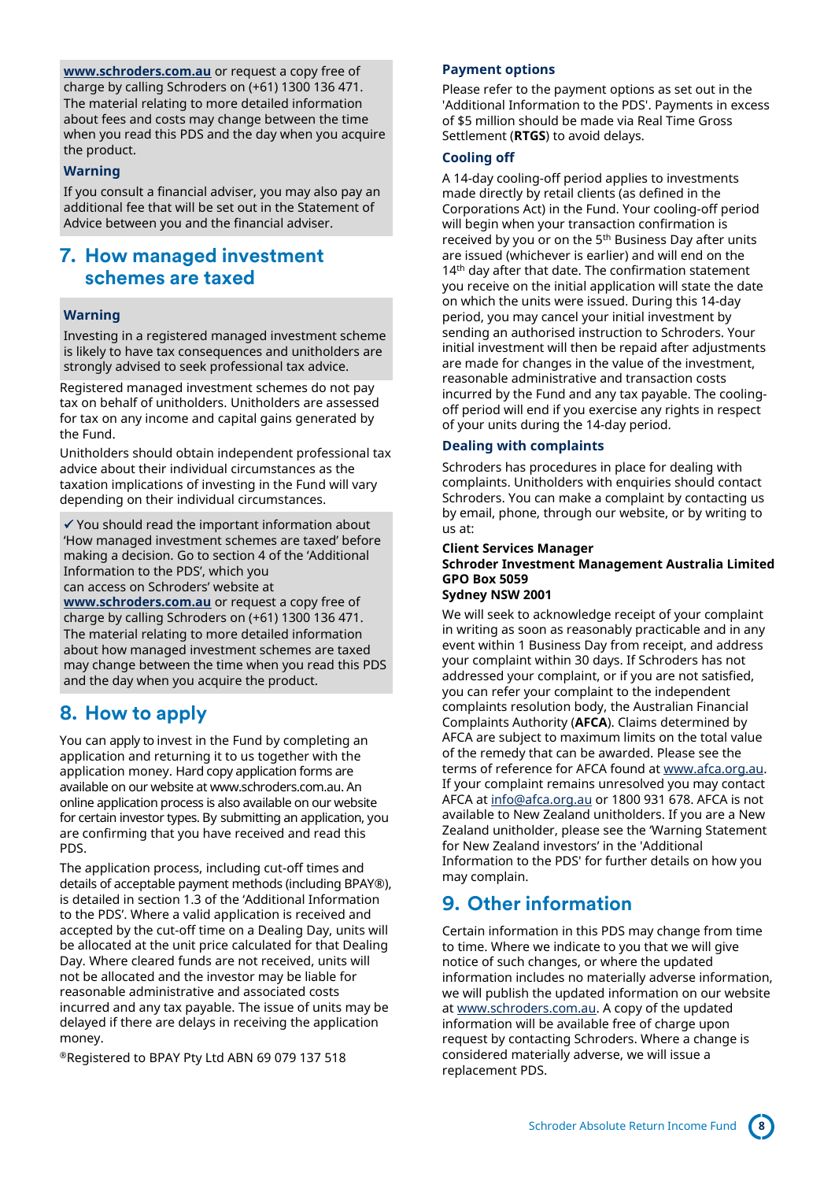www.schroders.com.au or request a copy free of charge by calling Schroders on (+61) 1300 136 471. The material relating to more detailed information about fees and costs may change between the time when you read this PDS and the day when you acquire the product.

**Warning**

If you consult a financial adviser, you may also pay an additional fee that will be set out in the Statement of Advice between you and the financial adviser.

## 7. How managed investment schemes are taxed

**Warning**

Investing in a registered managed investment scheme is likely to have tax consequences and unitholders are strongly advised to seek professional tax advice.

Registered managed investment schemes do not pay tax on behalf of unitholders. Unitholders are assessed for tax on any income and capital gains generated by the Fund.

Unitholders should obtain independent professional tax advice about their individual circumstances as the taxation implications of investing in the Fund will vary depending on their individual circumstances.

✓ You should read the important information about 'How managed investment schemes are taxed' before making a decision. Go to section 4 of the 'Additional Information to the PDS', which you can access on Schroders' website at **www.schroders.com.au** or request a copy free of charge by calling Schroders on (+61) 1300 136 471. The material relating to more detailed information about how managed investment schemes are taxed may change between the time when you read this PDS and the day when you acquire the product.

## 8. How to apply

You can apply to invest in the Fund by completing an application and returning it to us together with the application money. Hard copy application forms are available on our website at www.schroders.com.au. An online application process is also available on our website for certain investor types. By submitting an application, you are confirming that you have received and read this PDS.

The application process, including cut-off times and details of acceptable payment methods (including BPAY®), is detailed in section 1.3 of the 'Additional Information to the PDS'. Where a valid application is received and accepted by the cut-off time on a Dealing Day, units will be allocated at the unit price calculated for that Dealing Day. Where cleared funds are not received, units will not be allocated and the investor may be liable for reasonable administrative and associated costs incurred and any tax payable. The issue of units may be delayed if there are delays in receiving the application money.

®Registered to BPAY Pty Ltd ABN 69 079 137 518

### Payment options

Please refer to the payment options as set out in the 'Additional Information to the PDS'. Payments in excess of $5 million should be made via Real Time Gross Settlement (**RTGS**) to avoid delays.

### Cooling off

A 14-day cooling-off period applies to investments made directly by retail clients (as defined in the Corporations Act) in the Fund. Your cooling-off period will begin when your transaction confirmation is received by you or on the 5th Business Day after units are issued (whichever is earlier) and will end on the 14th day after that date. The confirmation statement you receive on the initial application will state the date on which the units were issued. During this 14-day period, you may cancel your initial investment by sending an authorised instruction to Schroders. Your initial investment will then be repaid after adjustments are made for changes in the value of the investment, reasonable administrative and transaction costs incurred by the Fund and any tax payable. The cooling-off period will end if you exercise any rights in respect of your units during the 14-day period.

### Dealing with complaints

Schroders has procedures in place for dealing with complaints. Unitholders with enquiries should contact Schroders. You can make a complaint by contacting us by email, phone, through our website, or by writing to us at:

**Client Services Manager**
**Schroder Investment Management Australia Limited**
**GPO Box 5059**
**Sydney NSW 2001**

We will seek to acknowledge receipt of your complaint in writing as soon as reasonably practicable and in any event within 1 Business Day from receipt, and address your complaint within 30 days. If Schroders has not addressed your complaint, or if you are not satisfied, you can refer your complaint to the independent complaints resolution body, the Australian Financial Complaints Authority (**AFCA**). Claims determined by AFCA are subject to maximum limits on the total value of the remedy that can be awarded. Please see the terms of reference for AFCA found at www.afca.org.au. If your complaint remains unresolved you may contact AFCA at info@afca.org.au or 1800 931 678. AFCA is not available to New Zealand unitholders. If you are a New Zealand unitholder, please see the 'Warning Statement for New Zealand investors' in the 'Additional Information to the PDS' for further details on how you may complain.

## 9. Other information

Certain information in this PDS may change from time to time. Where we indicate to you that we will give notice of such changes, or where the updated information includes no materially adverse information, we will publish the updated information on our website at www.schroders.com.au. A copy of the updated information will be available free of charge upon request by contacting Schroders. Where a change is considered materially adverse, we will issue a replacement PDS.